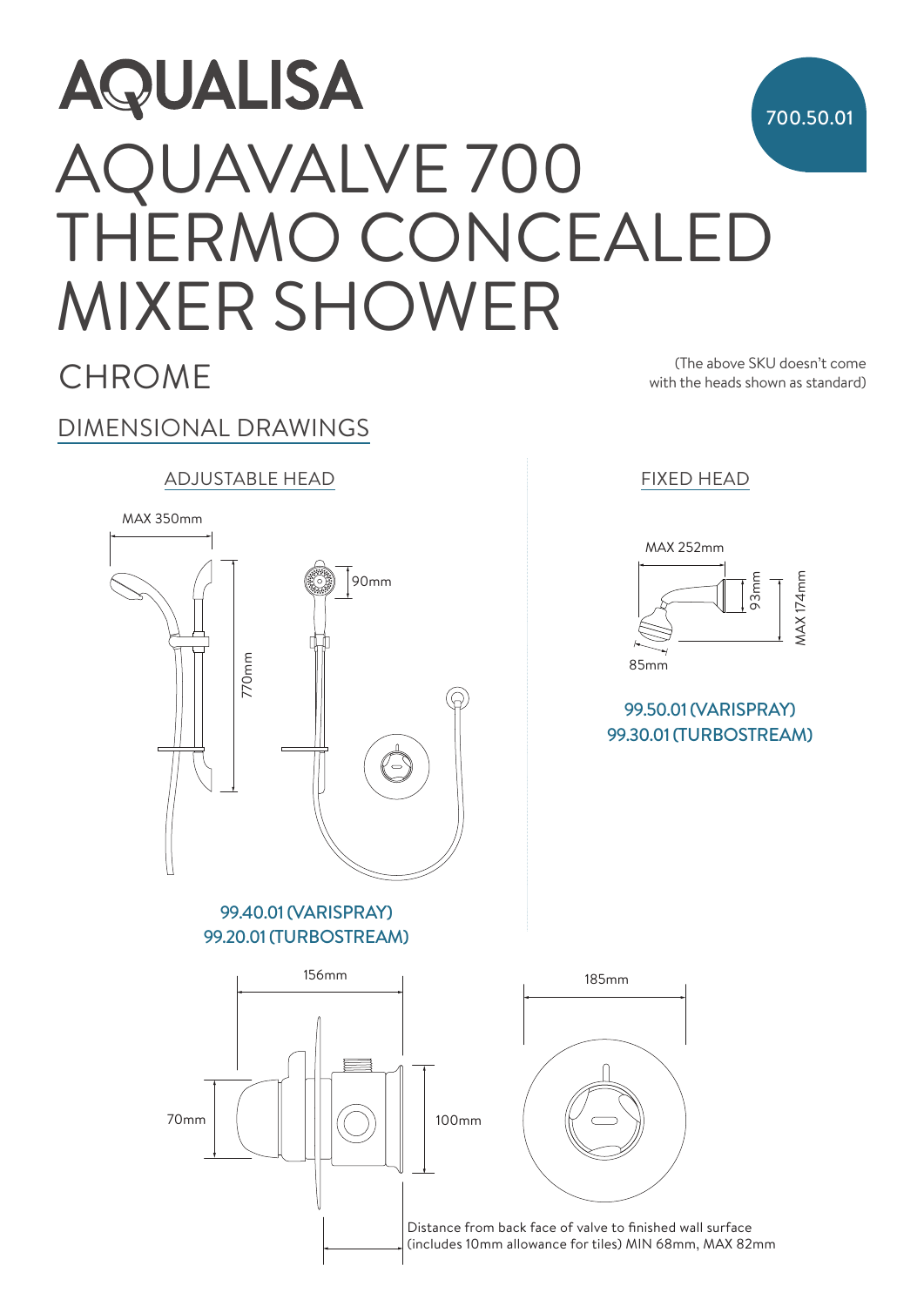# AQUALISA

700.50.01

# AQUAVALVE 700 THERMO CONCEALED MIXER SHOWER

## CHROME

(The above SKU doesn't come with the heads shown as standard)

## DIMENSIONAL DRAWINGS

### ADJUSTABLE HEAD

MAX 350mm

90mm

770mm

99.40.01 (VARISPRAY)
99.20.01 (TURBOSTREAM)

### FIXED HEAD

MAX 252mm

93mm

MAX 174mm

85mm

99.50.01 (VARISPRAY)
99.30.01 (TURBOSTREAM)

156mm

185mm

70mm

100mm

Distance from back face of valve to finished wall surface (includes 10mm allowance for tiles) MIN 68mm, MAX 82mm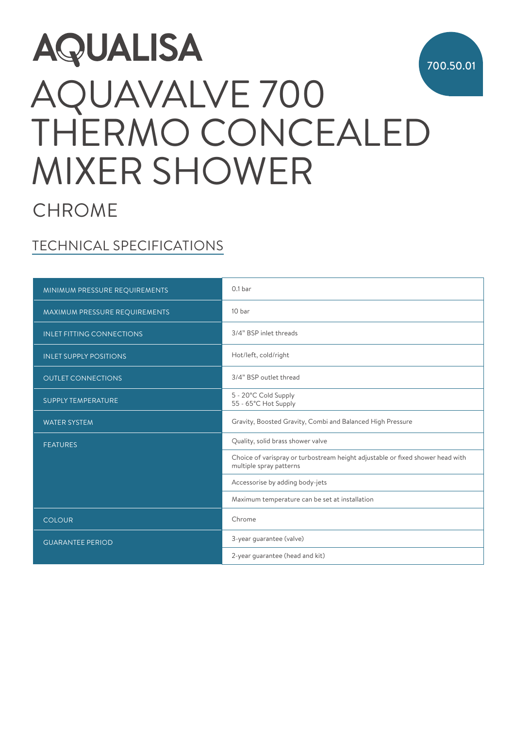# AQUALISA

700.50.01

# AQUAVALVE 700 THERMO CONCEALED MIXER SHOWER

## CHROME

## TECHNICAL SPECIFICATIONS

| | |
|---|---|
| MINIMUM PRESSURE REQUIREMENTS | 0.1 bar |
| MAXIMUM PRESSURE REQUIREMENTS | 10 bar |
| INLET FITTING CONNECTIONS | 3/4" BSP inlet threads |
| INLET SUPPLY POSITIONS | Hot/left, cold/right |
| OUTLET CONNECTIONS | 3/4" BSP outlet thread |
| SUPPLY TEMPERATURE | 5 - 20°C Cold Supply<br>55 - 65°C Hot Supply |
| WATER SYSTEM | Gravity, Boosted Gravity, Combi and Balanced High Pressure |
| FEATURES | Quality, solid brass shower valve |
| | Choice of varispray or turbostream height adjustable or fixed shower head with multiple spray patterns |
| | Accessorise by adding body-jets |
| | Maximum temperature can be set at installation |
| COLOUR | Chrome |
| GUARANTEE PERIOD | 3-year guarantee (valve) |
| | 2-year guarantee (head and kit) |